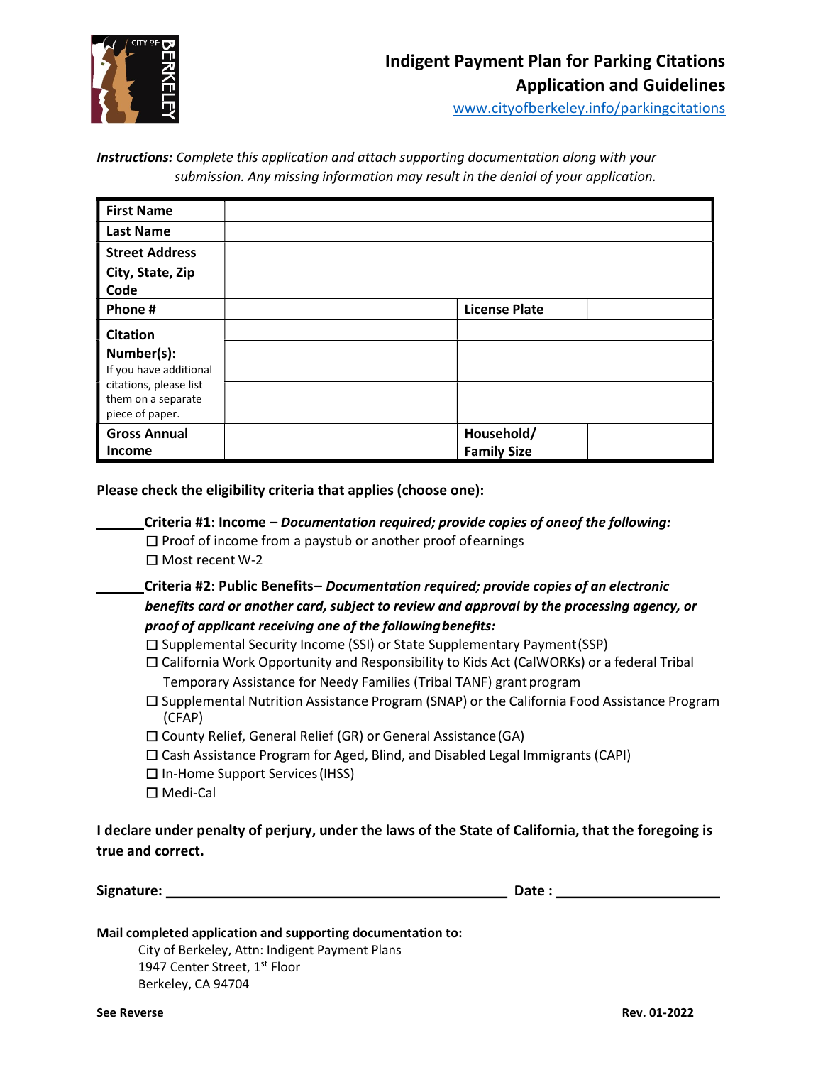# Indigent Payment Plan for Parking Citations Application and Guidelines

www.cityofberkeley.info/parkingcitations

***Instructions:*** *Complete this application and attach supporting documentation along with your submission. Any missing information may result in the denial of your application.*

| | | | |
|---|---|---|---|
| **First Name** | | | |
| **Last Name** | | | |
| **Street Address** | | | |
| **City, State, Zip Code** | | | |
| **Phone #** | | **License Plate** | |
| **Citation Number(s):** If you have additional citations, please list them on a separate piece of paper. | | | |
| | | | |
| | | | |
| | | | |
| | | | |
| **Gross Annual Income** | | **Household/ Family Size** | |

**Please check the eligibility criteria that applies (choose one):**

\_\_\_\_\_\_ **Criteria #1: Income –** ***Documentation required; provide copies of one of the following:***

- ☐ Proof of income from a paystub or another proof of earnings
- ☐ Most recent W-2

\_\_\_\_\_\_ **Criteria #2: Public Benefits–** ***Documentation required; provide copies of an electronic benefits card or another card, subject to review and approval by the processing agency, or proof of applicant receiving one of the following benefits:***

- ☐ Supplemental Security Income (SSI) or State Supplementary Payment (SSP)
- ☐ California Work Opportunity and Responsibility to Kids Act (CalWORKs) or a federal Tribal Temporary Assistance for Needy Families (Tribal TANF) grant program
- ☐ Supplemental Nutrition Assistance Program (SNAP) or the California Food Assistance Program (CFAP)
- ☐ County Relief, General Relief (GR) or General Assistance (GA)
- ☐ Cash Assistance Program for Aged, Blind, and Disabled Legal Immigrants (CAPI)
- ☐ In-Home Support Services (IHSS)
- ☐ Medi-Cal

**I declare under penalty of perjury, under the laws of the State of California, that the foregoing is true and correct.**

**Signature:** \_\_\_\_\_\_\_\_\_\_\_\_\_\_\_\_\_\_\_\_\_\_\_\_\_\_\_\_\_\_\_\_\_\_\_\_\_\_\_\_\_\_ **Date :** \_\_\_\_\_\_\_\_\_\_\_\_\_\_\_\_\_\_\_\_

**Mail completed application and supporting documentation to:**

City of Berkeley, Attn: Indigent Payment Plans
1947 Center Street, 1st Floor
Berkeley, CA 94704

**See Reverse** **Rev. 01-2022**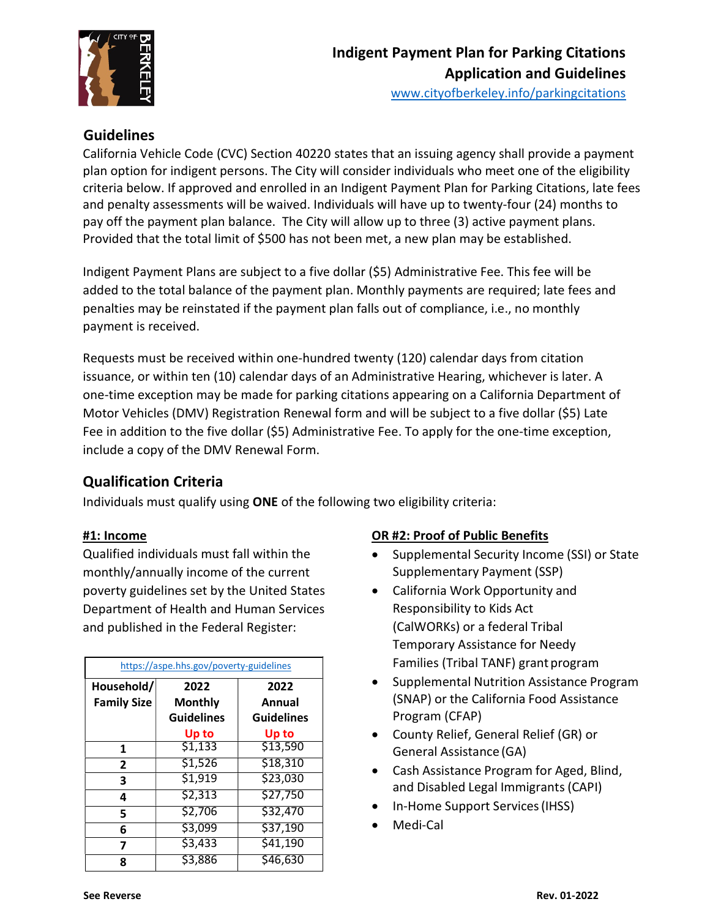# Indigent Payment Plan for Parking Citations Application and Guidelines

www.cityofberkeley.info/parkingcitations

## Guidelines

California Vehicle Code (CVC) Section 40220 states that an issuing agency shall provide a payment plan option for indigent persons. The City will consider individuals who meet one of the eligibility criteria below. If approved and enrolled in an Indigent Payment Plan for Parking Citations, late fees and penalty assessments will be waived. Individuals will have up to twenty-four (24) months to pay off the payment plan balance. The City will allow up to three (3) active payment plans. Provided that the total limit of $500 has not been met, a new plan may be established.

Indigent Payment Plans are subject to a five dollar ($5) Administrative Fee. This fee will be added to the total balance of the payment plan. Monthly payments are required; late fees and penalties may be reinstated if the payment plan falls out of compliance, i.e., no monthly payment is received.

Requests must be received within one-hundred twenty (120) calendar days from citation issuance, or within ten (10) calendar days of an Administrative Hearing, whichever is later. A one-time exception may be made for parking citations appearing on a California Department of Motor Vehicles (DMV) Registration Renewal form and will be subject to a five dollar ($5) Late Fee in addition to the five dollar ($5) Administrative Fee. To apply for the one-time exception, include a copy of the DMV Renewal Form.

## Qualification Criteria

Individuals must qualify using **ONE** of the following two eligibility criteria:

**#1: Income**

Qualified individuals must fall within the monthly/annually income of the current poverty guidelines set by the United States Department of Health and Human Services and published in the Federal Register:

https://aspe.hhs.gov/poverty-guidelines

| Household/ Family Size | 2022 Monthly Guidelines Up to | 2022 Annual Guidelines Up to |
|---|---|---|
| 1 | $1,133 | $13,590 |
| 2 | $1,526 | $18,310 |
| 3 | $1,919 | $23,030 |
| 4 | $2,313 | $27,750 |
| 5 | $2,706 | $32,470 |
| 6 | $3,099 | $37,190 |
| 7 | $3,433 | $41,190 |
| 8 | $3,886 | $46,630 |

**OR #2: Proof of Public Benefits**

- Supplemental Security Income (SSI) or State Supplementary Payment (SSP)
- California Work Opportunity and Responsibility to Kids Act (CalWORKs) or a federal Tribal Temporary Assistance for Needy Families (Tribal TANF) grant program
- Supplemental Nutrition Assistance Program (SNAP) or the California Food Assistance Program (CFAP)
- County Relief, General Relief (GR) or General Assistance (GA)
- Cash Assistance Program for Aged, Blind, and Disabled Legal Immigrants (CAPI)
- In-Home Support Services (IHSS)
- Medi-Cal

See Reverse

Rev. 01-2022